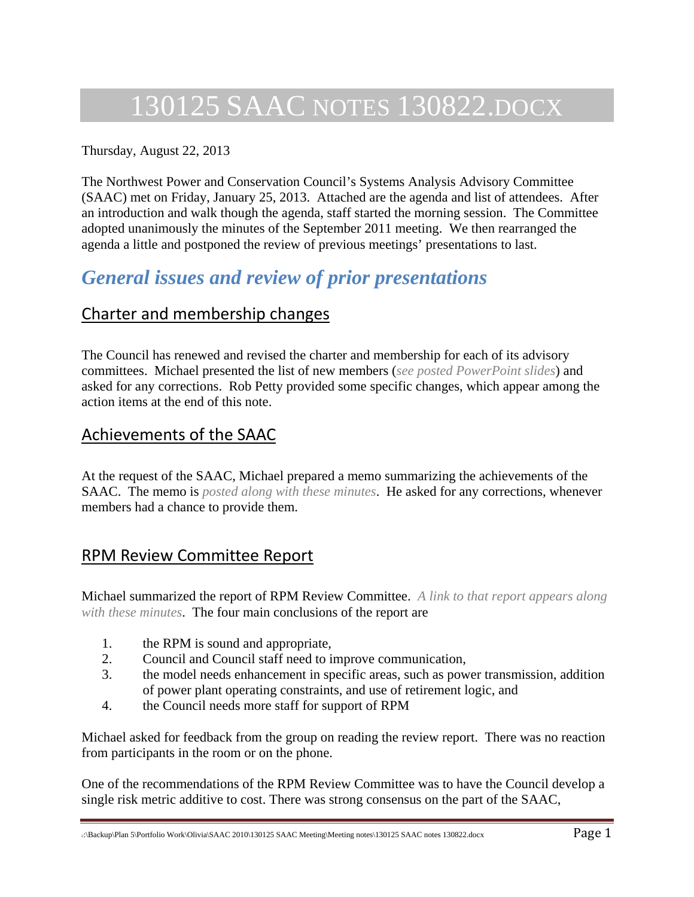# 130125 SAAC NOTES 130822.DOCX

Thursday, August 22, 2013

The Northwest Power and Conservation Council's Systems Analysis Advisory Committee (SAAC) met on Friday, January 25, 2013. Attached are the agenda and list of attendees. After an introduction and walk though the agenda, staff started the morning session. The Committee adopted unanimously the minutes of the September 2011 meeting. We then rearranged the agenda a little and postponed the review of previous meetings' presentations to last.

## *General issues and review of prior presentations*

### Charter and membership changes

The Council has renewed and revised the charter and membership for each of its advisory committees. Michael presented the list of new members (*see posted PowerPoint slides*) and asked for any corrections. Rob Petty provided some specific changes, which appear among the action items at the end of this note.

### Achievements of the SAAC

At the request of the SAAC, Michael prepared a memo summarizing the achievements of the SAAC. The memo is *posted along with these minutes*. He asked for any corrections, whenever members had a chance to provide them.

### RPM Review Committee Report

Michael summarized the report of RPM Review Committee. *A link to that report appears along with these minutes*. The four main conclusions of the report are

1. the RPM is sound and appropriate,
2. Council and Council staff need to improve communication,
3. the model needs enhancement in specific areas, such as power transmission, addition of power plant operating constraints, and use of retirement logic, and
4. the Council needs more staff for support of RPM

Michael asked for feedback from the group on reading the review report. There was no reaction from participants in the room or on the phone.

One of the recommendations of the RPM Review Committee was to have the Council develop a single risk metric additive to cost. There was strong consensus on the part of the SAAC,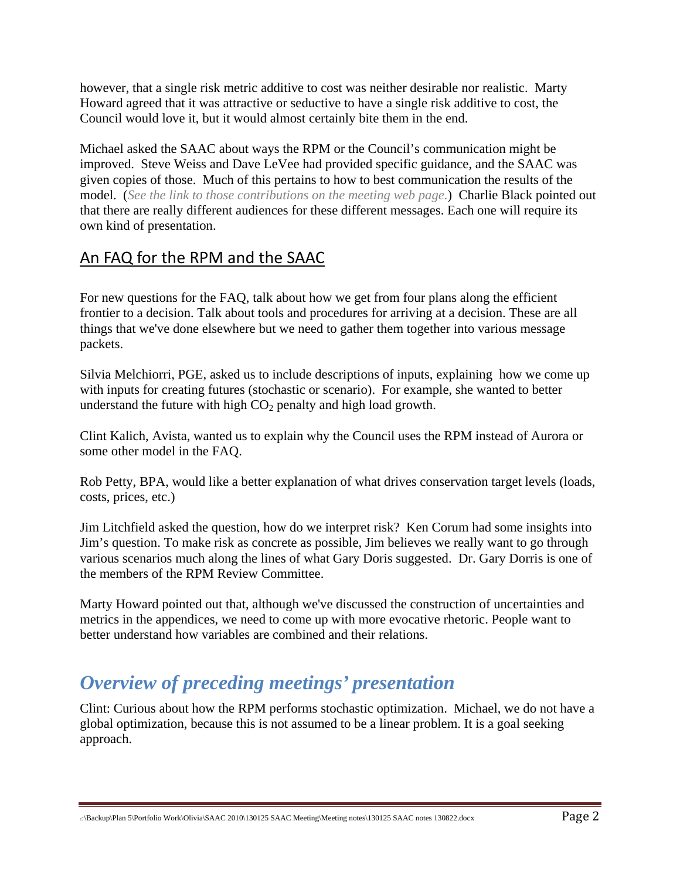however, that a single risk metric additive to cost was neither desirable nor realistic. Marty Howard agreed that it was attractive or seductive to have a single risk additive to cost, the Council would love it, but it would almost certainly bite them in the end.

Michael asked the SAAC about ways the RPM or the Council's communication might be improved. Steve Weiss and Dave LeVee had provided specific guidance, and the SAAC was given copies of those. Much of this pertains to how to best communication the results of the model. (*See the link to those contributions on the meeting web page.*) Charlie Black pointed out that there are really different audiences for these different messages. Each one will require its own kind of presentation.

## An FAQ for the RPM and the SAAC

For new questions for the FAQ, talk about how we get from four plans along the efficient frontier to a decision. Talk about tools and procedures for arriving at a decision. These are all things that we've done elsewhere but we need to gather them together into various message packets.

Silvia Melchiorri, PGE, asked us to include descriptions of inputs, explaining how we come up with inputs for creating futures (stochastic or scenario). For example, she wanted to better understand the future with high $CO_2$ penalty and high load growth.

Clint Kalich, Avista, wanted us to explain why the Council uses the RPM instead of Aurora or some other model in the FAQ.

Rob Petty, BPA, would like a better explanation of what drives conservation target levels (loads, costs, prices, etc.)

Jim Litchfield asked the question, how do we interpret risk? Ken Corum had some insights into Jim's question. To make risk as concrete as possible, Jim believes we really want to go through various scenarios much along the lines of what Gary Doris suggested. Dr. Gary Dorris is one of the members of the RPM Review Committee.

Marty Howard pointed out that, although we've discussed the construction of uncertainties and metrics in the appendices, we need to come up with more evocative rhetoric. People want to better understand how variables are combined and their relations.

# *Overview of preceding meetings' presentation*

Clint: Curious about how the RPM performs stochastic optimization. Michael, we do not have a global optimization, because this is not assumed to be a linear problem. It is a goal seeking approach.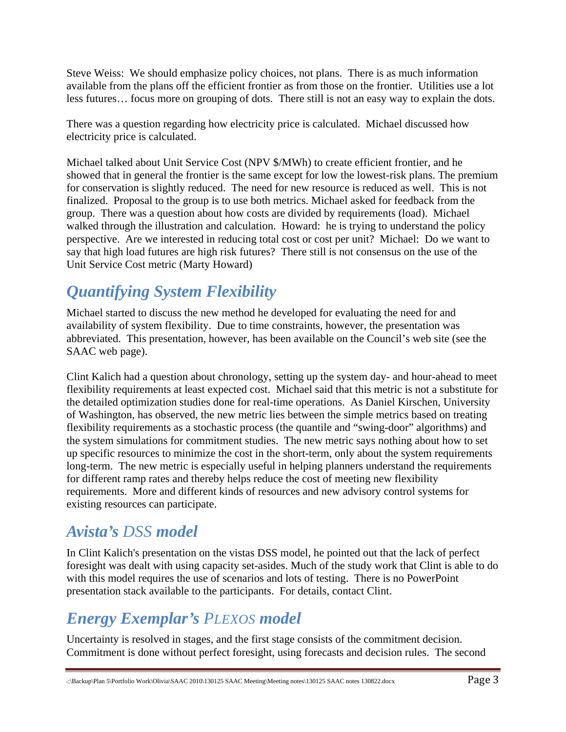Steve Weiss: We should emphasize policy choices, not plans. There is as much information available from the plans off the efficient frontier as from those on the frontier. Utilities use a lot less futures… focus more on grouping of dots. There still is not an easy way to explain the dots.

There was a question regarding how electricity price is calculated. Michael discussed how electricity price is calculated.

Michael talked about Unit Service Cost (NPV $/MWh) to create efficient frontier, and he showed that in general the frontier is the same except for low the lowest-risk plans. The premium for conservation is slightly reduced. The need for new resource is reduced as well. This is not finalized. Proposal to the group is to use both metrics. Michael asked for feedback from the group. There was a question about how costs are divided by requirements (load). Michael walked through the illustration and calculation. Howard: he is trying to understand the policy perspective. Are we interested in reducing total cost or cost per unit? Michael: Do we want to say that high load futures are high risk futures? There still is not consensus on the use of the Unit Service Cost metric (Marty Howard)

## *Quantifying System Flexibility*

Michael started to discuss the new method he developed for evaluating the need for and availability of system flexibility. Due to time constraints, however, the presentation was abbreviated. This presentation, however, has been available on the Council's web site (see the SAAC web page).

Clint Kalich had a question about chronology, setting up the system day- and hour-ahead to meet flexibility requirements at least expected cost. Michael said that this metric is not a substitute for the detailed optimization studies done for real-time operations. As Daniel Kirschen, University of Washington, has observed, the new metric lies between the simple metrics based on treating flexibility requirements as a stochastic process (the quantile and "swing-door" algorithms) and the system simulations for commitment studies. The new metric says nothing about how to set up specific resources to minimize the cost in the short-term, only about the system requirements long-term. The new metric is especially useful in helping planners understand the requirements for different ramp rates and thereby helps reduce the cost of meeting new flexibility requirements. More and different kinds of resources and new advisory control systems for existing resources can participate.

## *Avista's DSS model*

In Clint Kalich's presentation on the vistas DSS model, he pointed out that the lack of perfect foresight was dealt with using capacity set-asides. Much of the study work that Clint is able to do with this model requires the use of scenarios and lots of testing. There is no PowerPoint presentation stack available to the participants. For details, contact Clint.

## *Energy Exemplar's PLEXOS model*

Uncertainty is resolved in stages, and the first stage consists of the commitment decision. Commitment is done without perfect foresight, using forecasts and decision rules. The second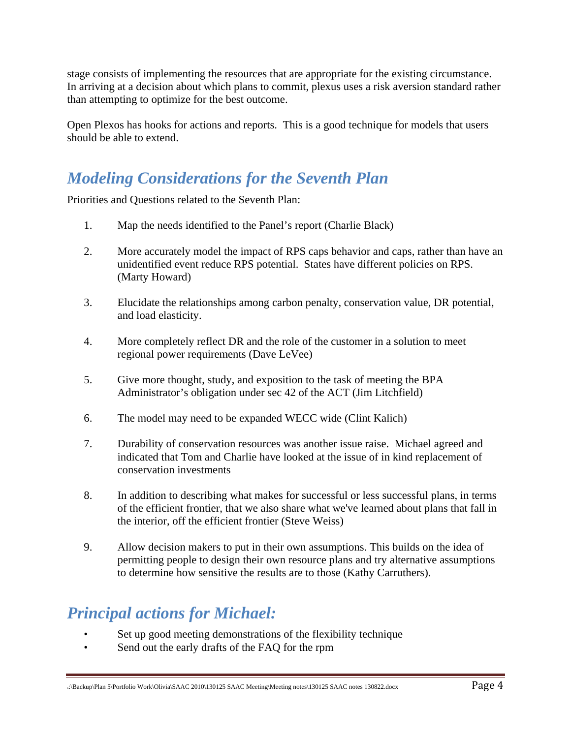stage consists of implementing the resources that are appropriate for the existing circumstance. In arriving at a decision about which plans to commit, plexus uses a risk aversion standard rather than attempting to optimize for the best outcome.

Open Plexos has hooks for actions and reports. This is a good technique for models that users should be able to extend.

## *Modeling Considerations for the Seventh Plan*

Priorities and Questions related to the Seventh Plan:

1. Map the needs identified to the Panel's report (Charlie Black)

2. More accurately model the impact of RPS caps behavior and caps, rather than have an unidentified event reduce RPS potential. States have different policies on RPS. (Marty Howard)

3. Elucidate the relationships among carbon penalty, conservation value, DR potential, and load elasticity.

4. More completely reflect DR and the role of the customer in a solution to meet regional power requirements (Dave LeVee)

5. Give more thought, study, and exposition to the task of meeting the BPA Administrator's obligation under sec 42 of the ACT (Jim Litchfield)

6. The model may need to be expanded WECC wide (Clint Kalich)

7. Durability of conservation resources was another issue raise. Michael agreed and indicated that Tom and Charlie have looked at the issue of in kind replacement of conservation investments

8. In addition to describing what makes for successful or less successful plans, in terms of the efficient frontier, that we also share what we've learned about plans that fall in the interior, off the efficient frontier (Steve Weiss)

9. Allow decision makers to put in their own assumptions. This builds on the idea of permitting people to design their own resource plans and try alternative assumptions to determine how sensitive the results are to those (Kathy Carruthers).

## *Principal actions for Michael:*

- Set up good meeting demonstrations of the flexibility technique
- Send out the early drafts of the FAQ for the rpm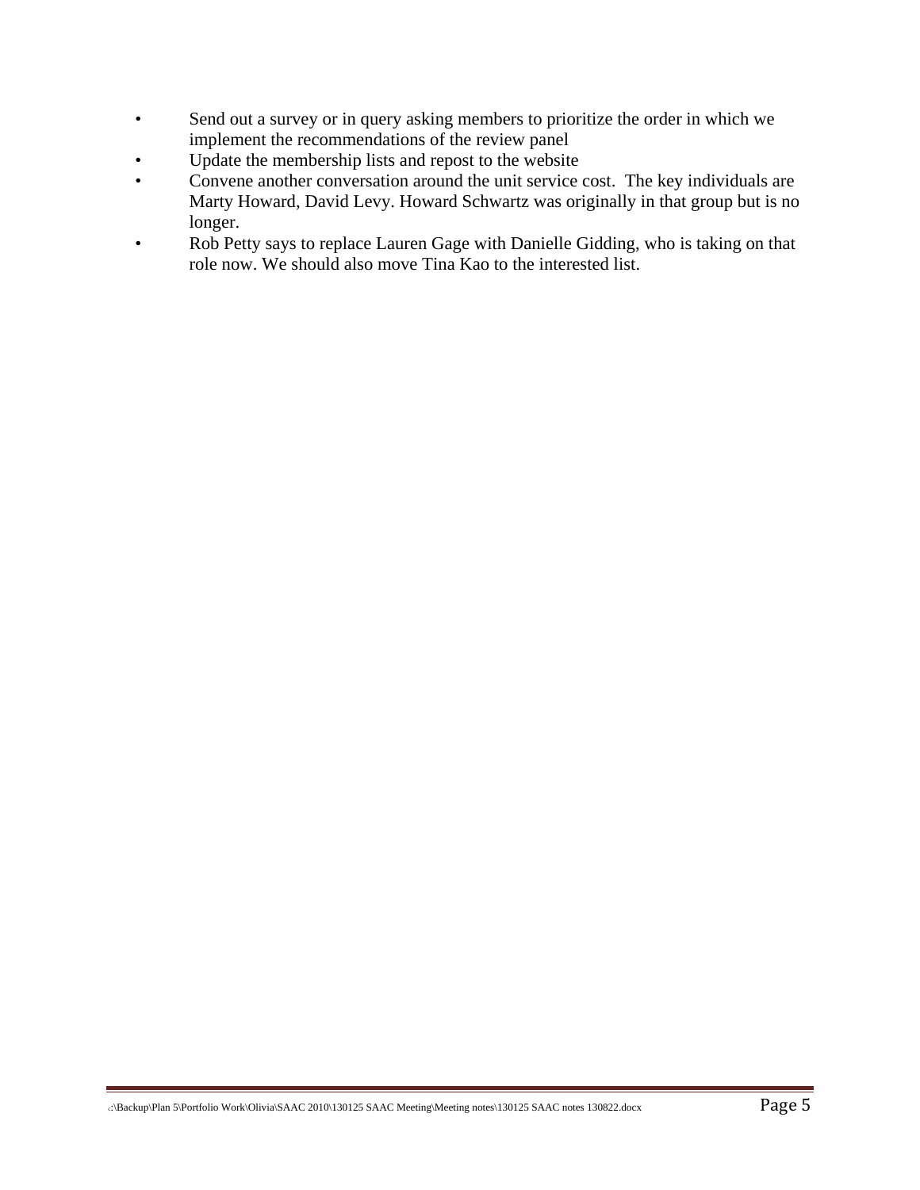- Send out a survey or in query asking members to prioritize the order in which we implement the recommendations of the review panel
- Update the membership lists and repost to the website
- Convene another conversation around the unit service cost.  The key individuals are Marty Howard, David Levy. Howard Schwartz was originally in that group but is no longer.
- Rob Petty says to replace Lauren Gage with Danielle Gidding, who is taking on that role now. We should also move Tina Kao to the interested list.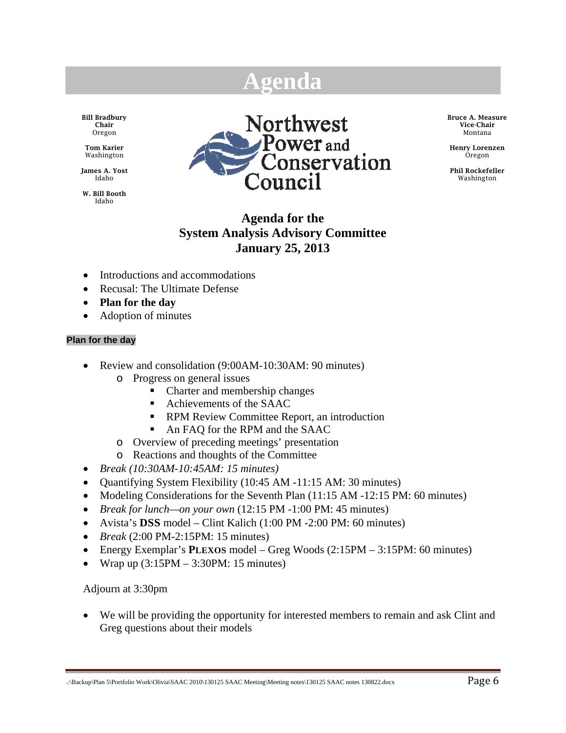# Agenda

**Bill Bradbury**
**Chair**
Oregon

**Tom Karier**
Washington

**James A. Yost**
Idaho

**W. Bill Booth**
Idaho

**Northwest Power and Conservation Council**

**Bruce A. Measure**
**Vice-Chair**
Montana

**Henry Lorenzen**
Oregon

**Phil Rockefeller**
Washington

## Agenda for the System Analysis Advisory Committee January 25, 2013

- Introductions and accommodations
- Recusal: The Ultimate Defense
- **Plan for the day**
- Adoption of minutes

### Plan for the day

- Review and consolidation (9:00AM-10:30AM: 90 minutes)
  - Progress on general issues
    - Charter and membership changes
    - Achievements of the SAAC
    - RPM Review Committee Report, an introduction
    - An FAQ for the RPM and the SAAC
  - Overview of preceding meetings' presentation
  - Reactions and thoughts of the Committee
- *Break (10:30AM-10:45AM: 15 minutes)*
- Quantifying System Flexibility (10:45 AM -11:15 AM: 30 minutes)
- Modeling Considerations for the Seventh Plan (11:15 AM -12:15 PM: 60 minutes)
- *Break for lunch—on your own* (12:15 PM -1:00 PM: 45 minutes)
- Avista's **DSS** model – Clint Kalich (1:00 PM -2:00 PM: 60 minutes)
- *Break* (2:00 PM-2:15PM: 15 minutes)
- Energy Exemplar's **PLEXOS** model – Greg Woods (2:15PM – 3:15PM: 60 minutes)
- Wrap up (3:15PM – 3:30PM: 15 minutes)

Adjourn at 3:30pm

- We will be providing the opportunity for interested members to remain and ask Clint and Greg questions about their models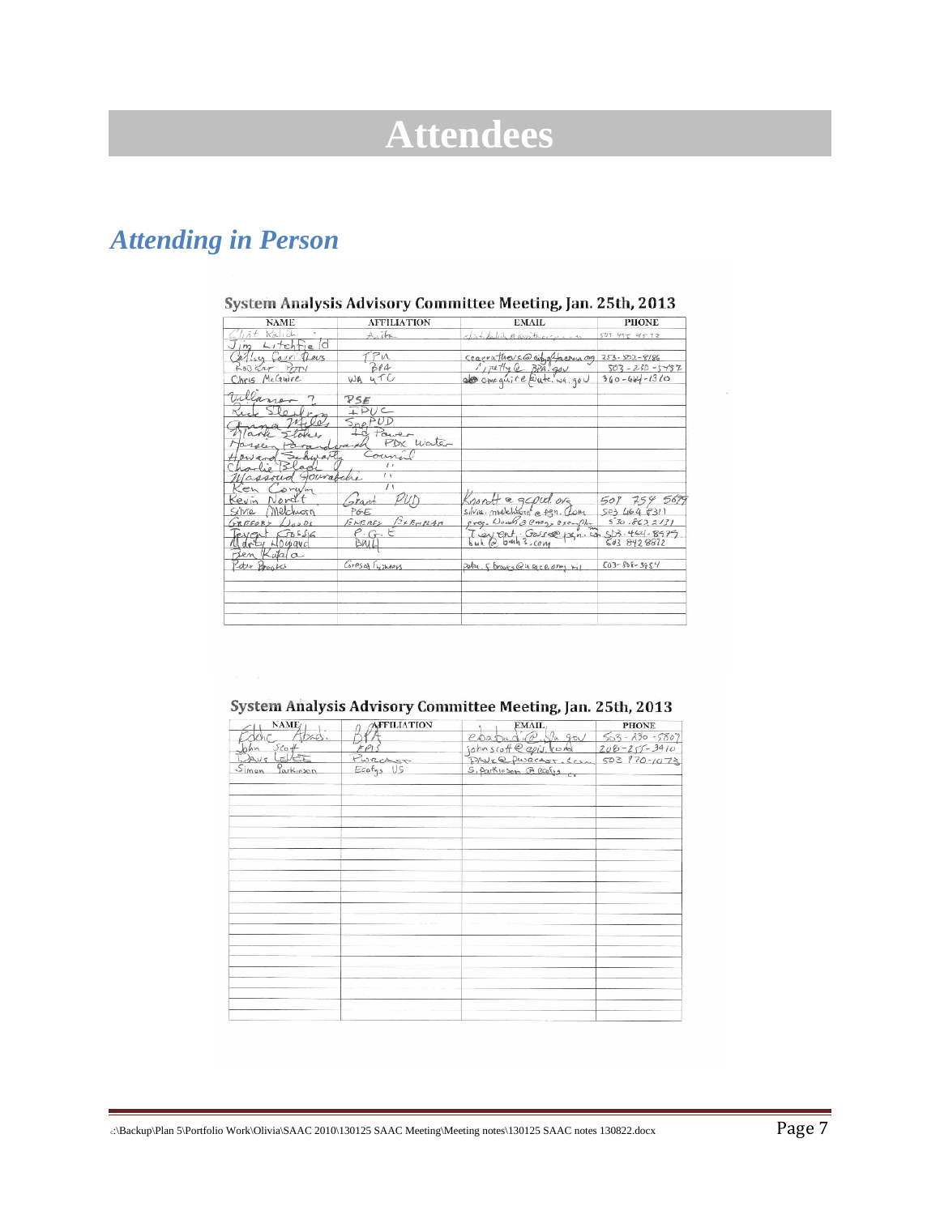# Attendees

## *Attending in Person*

**System Analysis Advisory Committee Meeting, Jan. 25th, 2013**

| NAME | AFFILIATION | EMAIL | PHONE |
|---|---|---|---|
| Clint Kalich | Avista | clint.kalich@avistacorp.com | 509 495 4572 |
| Jim Litchfield | | | |
| Cathy Carruthers | TPU | ccarruthers@cityoftacoma.org | 253-502-8186 |
| Robert Petty | BPA | rjpetty@bpa.gov | 503-230-5497 |
| Chris McGuire | WA UTC | cmcguire@utc.wa.gov | 360-664-1310 |
| Villamor ? | PSE | | |
| Rick Sterling | IPUC | | |
| Anna Miles | SnoPUD | | |
| Mark Stokes | Id Power | | |
| Haseen Barandwah | PDX Water | | |
| Howard Schwartz | Council | | |
| Charlie Black | " | | |
| Massoud Jourabchi | " | | |
| Ken Corum | " | | |
| Kevin Nordt | Grant PUD | knordt@gcpud.org | 509 754 5699 |
| Silvie Melchiorn | PGE | silvia.melchiorn@pgn.com | 503 464 8311 |
| Gregory Doods | Energy Exemplar | greg.doods@energyexemplar.com | 530.863.2131 |
| Tevent Gossa | P.G.E | Teyent.Gossa@pgn.com | 503-464-8975 |
| Marty Howard | BHU | bht@bhu.com | 503 842 8692 |
| Ben Kujala | | | |
| Peter Brooks | Corps of Engineers | peter.f.brooks@usace.army.mil | 503-808-3954 |

**System Analysis Advisory Committee Meeting, Jan. 25th, 2013**

| NAME | AFFILIATION | EMAIL | PHONE |
|---|---|---|---|
| Eddie Abadi | BPA | ebabadi@bpa.gov | 503-230-5807 |
| John Scott | EPIS | john.scott@epis.com | 208-255-3410 |
| Dave Lever | Powercast | dave@powercast.com | 503 970-1073 |
| Simon Parkinson | Ecofys US | s.parkinson@ecofys.com | |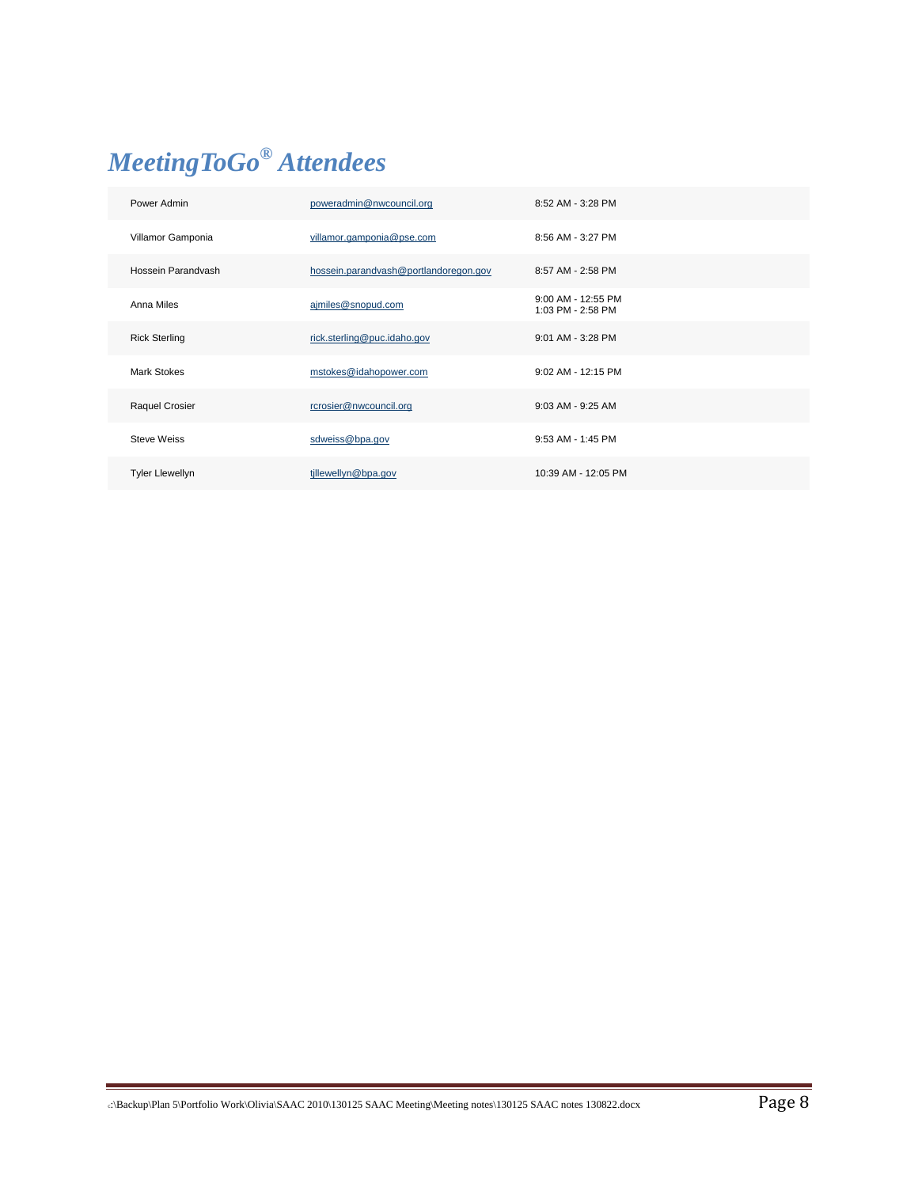# *MeetingToGo® Attendees*

| | | |
|---|---|---|
| Power Admin | poweradmin@nwcouncil.org | 8:52 AM - 3:28 PM |
| Villamor Gamponia | villamor.gamponia@pse.com | 8:56 AM - 3:27 PM |
| Hossein Parandvash | hossein.parandvash@portlandoregon.gov | 8:57 AM - 2:58 PM |
| Anna Miles | ajmiles@snopud.com | 9:00 AM - 12:55 PM<br>1:03 PM - 2:58 PM |
| Rick Sterling | rick.sterling@puc.idaho.gov | 9:01 AM - 3:28 PM |
| Mark Stokes | mstokes@idahopower.com | 9:02 AM - 12:15 PM |
| Raquel Crosier | rcrosier@nwcouncil.org | 9:03 AM - 9:25 AM |
| Steve Weiss | sdweiss@bpa.gov | 9:53 AM - 1:45 PM |
| Tyler Llewellyn | tjllewellyn@bpa.gov | 10:39 AM - 12:05 PM |